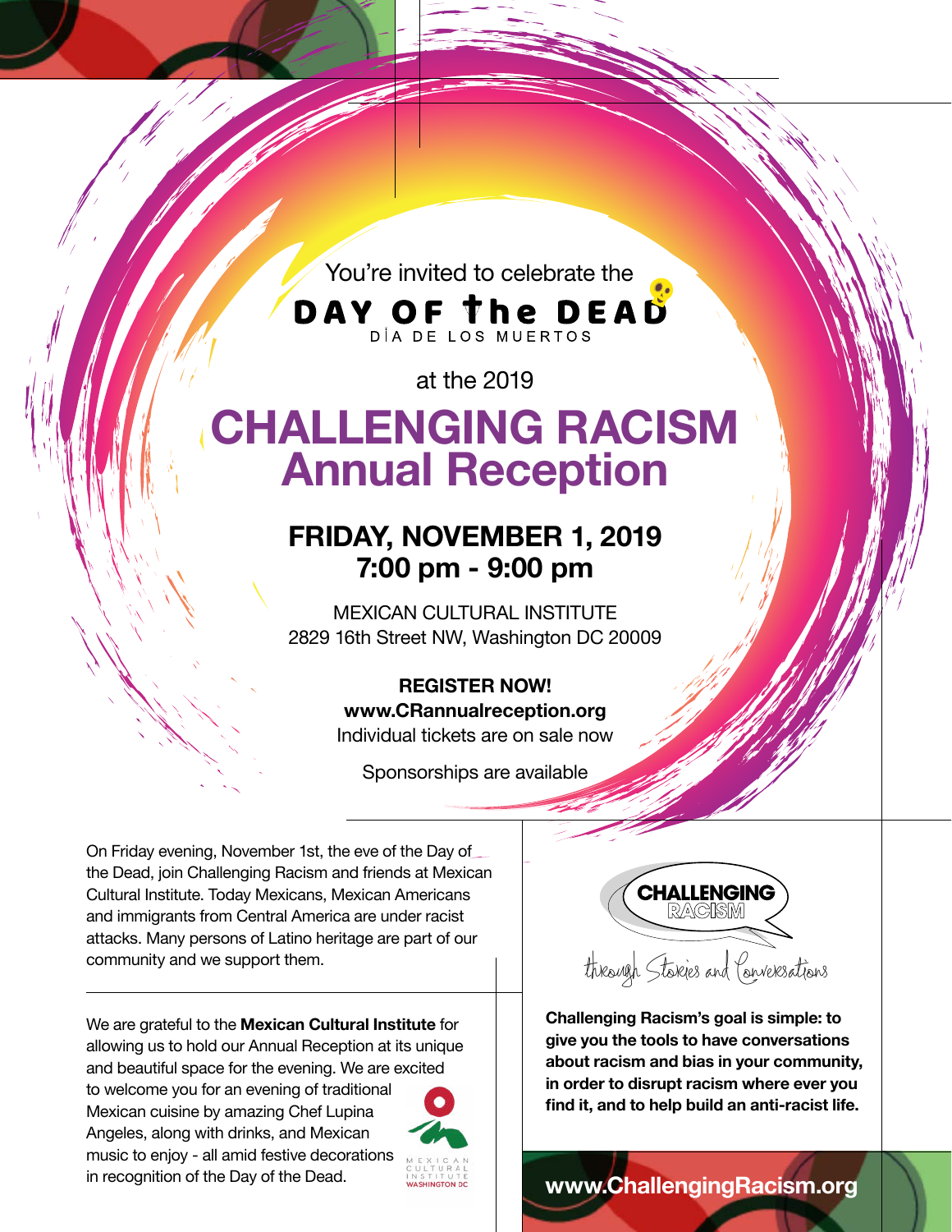You're invited to celebrate the

**DAY OF the DEAD**

DÍA DE LOS MUERTOS

at the 2019

# CHALLENGING RACISM Annual Reception

## FRIDAY, NOVEMBER 1, 2019
## 7:00 pm - 9:00 pm

MEXICAN CULTURAL INSTITUTE
2829 16th Street NW, Washington DC 20009

**REGISTER NOW!**
**www.CRannualreception.org**
Individual tickets are on sale now

Sponsorships are available

On Friday evening, November 1st, the eve of the Day of the Dead, join Challenging Racism and friends at Mexican Cultural Institute. Today Mexicans, Mexican Americans and immigrants from Central America are under racist attacks. Many persons of Latino heritage are part of our community and we support them.

We are grateful to the **Mexican Cultural Institute** for allowing us to hold our Annual Reception at its unique and beautiful space for the evening. We are excited to welcome you for an evening of traditional Mexican cuisine by amazing Chef Lupina Angeles, along with drinks, and Mexican music to enjoy - all amid festive decorations in recognition of the Day of the Dead.

MEXICAN CULTURAL INSTITUTE WASHINGTON DC

CHALLENGING RACISM

through Stories and Conversations

**Challenging Racism's goal is simple: to give you the tools to have conversations about racism and bias in your community, in order to disrupt racism where ever you find it, and to help build an anti-racist life.**

**www.ChallengingRacism.org**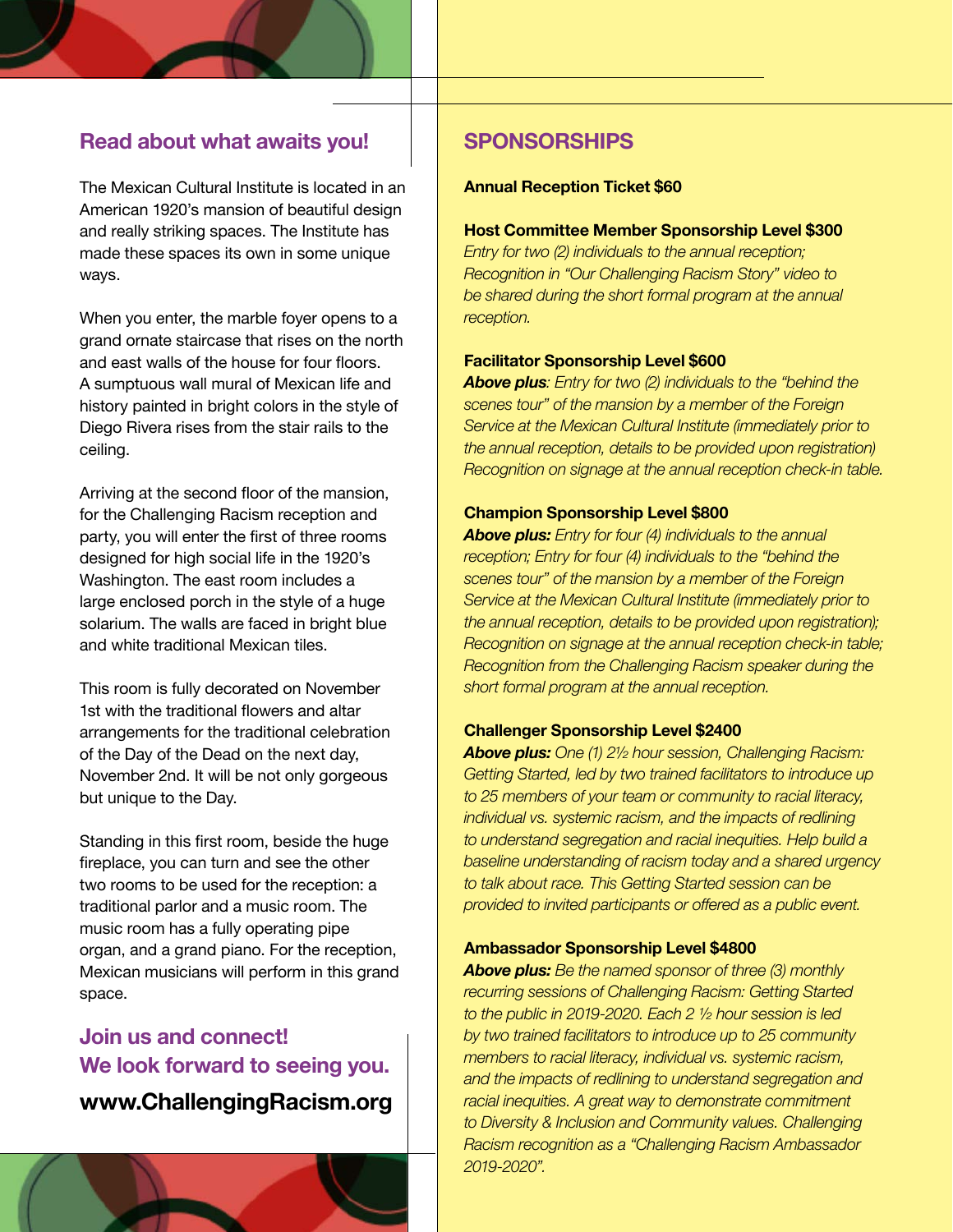## Read about what awaits you!

The Mexican Cultural Institute is located in an American 1920's mansion of beautiful design and really striking spaces. The Institute has made these spaces its own in some unique ways.

When you enter, the marble foyer opens to a grand ornate staircase that rises on the north and east walls of the house for four floors. A sumptuous wall mural of Mexican life and history painted in bright colors in the style of Diego Rivera rises from the stair rails to the ceiling.

Arriving at the second floor of the mansion, for the Challenging Racism reception and party, you will enter the first of three rooms designed for high social life in the 1920's Washington. The east room includes a large enclosed porch in the style of a huge solarium. The walls are faced in bright blue and white traditional Mexican tiles.

This room is fully decorated on November 1st with the traditional flowers and altar arrangements for the traditional celebration of the Day of the Dead on the next day, November 2nd. It will be not only gorgeous but unique to the Day.

Standing in this first room, beside the huge fireplace, you can turn and see the other two rooms to be used for the reception: a traditional parlor and a music room. The music room has a fully operating pipe organ, and a grand piano. For the reception, Mexican musicians will perform in this grand space.

## Join us and connect! We look forward to seeing you.

**www.ChallengingRacism.org**

## SPONSORSHIPS

**Annual Reception Ticket $60**

**Host Committee Member Sponsorship Level $300**
*Entry for two (2) individuals to the annual reception; Recognition in "Our Challenging Racism Story" video to be shared during the short formal program at the annual reception.*

**Facilitator Sponsorship Level $600**
***Above plus**: Entry for two (2) individuals to the "behind the scenes tour" of the mansion by a member of the Foreign Service at the Mexican Cultural Institute (immediately prior to the annual reception, details to be provided upon registration) Recognition on signage at the annual reception check-in table.*

**Champion Sponsorship Level $800**
***Above plus:** Entry for four (4) individuals to the annual reception; Entry for four (4) individuals to the "behind the scenes tour" of the mansion by a member of the Foreign Service at the Mexican Cultural Institute (immediately prior to the annual reception, details to be provided upon registration); Recognition on signage at the annual reception check-in table; Recognition from the Challenging Racism speaker during the short formal program at the annual reception.*

**Challenger Sponsorship Level $2400**
***Above plus:** One (1) 2½ hour session, Challenging Racism: Getting Started, led by two trained facilitators to introduce up to 25 members of your team or community to racial literacy, individual vs. systemic racism, and the impacts of redlining to understand segregation and racial inequities. Help build a baseline understanding of racism today and a shared urgency to talk about race. This Getting Started session can be provided to invited participants or offered as a public event.*

**Ambassador Sponsorship Level $4800**
***Above plus:** Be the named sponsor of three (3) monthly recurring sessions of Challenging Racism: Getting Started to the public in 2019-2020. Each 2 ½ hour session is led by two trained facilitators to introduce up to 25 community members to racial literacy, individual vs. systemic racism, and the impacts of redlining to understand segregation and racial inequities. A great way to demonstrate commitment to Diversity & Inclusion and Community values. Challenging Racism recognition as a "Challenging Racism Ambassador 2019-2020".*